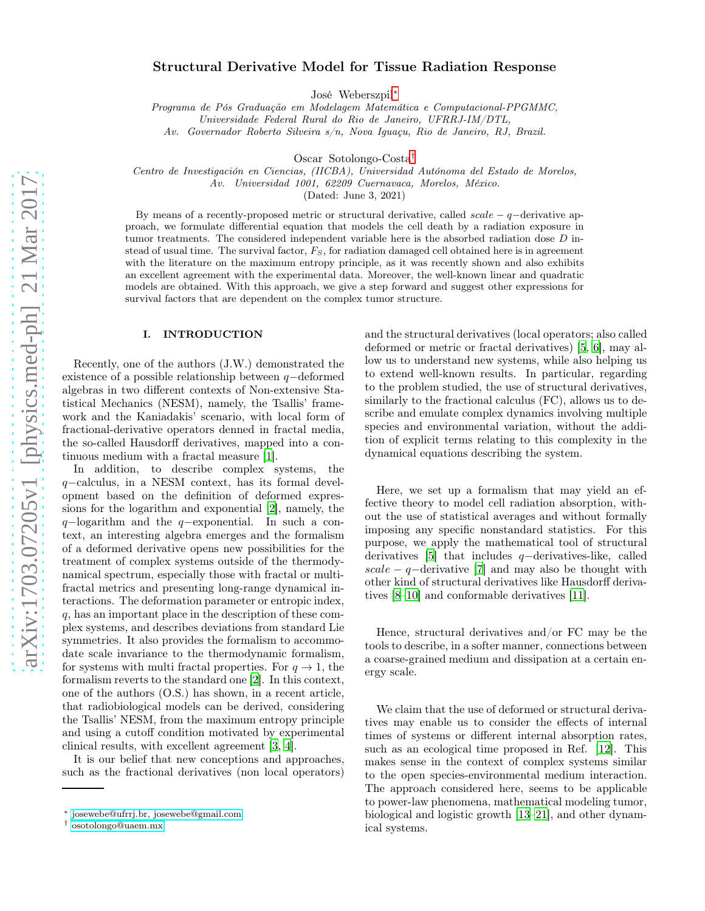# Structural Derivative Model for Tissue Radiation Response

José Weberszpil[*]

*Programa de Pós Graduação em Modelagem Matemática e Computacional-PPGMMC, Universidade Federal Rural do Rio de Janeiro, UFRRJ-IM/DTL, Av. Governador Roberto Silveira s/n, Nova Iguaçu, Rio de Janeiro, RJ, Brazil.*

Oscar Sotolongo-Costa[†]

*Centro de Investigación en Ciencias, (IICBA), Universidad Autónoma del Estado de Morelos, Av. Universidad 1001, 62209 Cuernavaca, Morelos, México.*

(Dated: June 3, 2021)

By means of a recently-proposed metric or structural derivative, called $scale-q-$derivative approach, we formulate differential equation that models the cell death by a radiation exposure in tumor treatments. The considered independent variable here is the absorbed radiation dose $D$ instead of usual time. The survival factor, $F_S$, for radiation damaged cell obtained here is in agreement with the literature on the maximum entropy principle, as it was recently shown and also exhibits an excellent agreement with the experimental data. Moreover, the well-known linear and quadratic models are obtained. With this approach, we give a step forward and suggest other expressions for survival factors that are dependent on the complex tumor structure.

## I. INTRODUCTION

Recently, one of the authors (J.W.) demonstrated the existence of a possible relationship between $q-$deformed algebras in two different contexts of Non-extensive Statistical Mechanics (NESM), namely, the Tsallis' framework and the Kaniadakis' scenario, with local form of fractional-derivative operators denned in fractal media, the so-called Hausdorff derivatives, mapped into a continuous medium with a fractal measure [1].

In addition, to describe complex systems, the $q-$calculus, in a NESM context, has its formal development based on the definition of deformed expressions for the logarithm and exponential [2], namely, the $q-$logarithm and the $q-$exponential. In such a context, an interesting algebra emerges and the formalism of a deformed derivative opens new possibilities for the treatment of complex systems outside of the thermodynamical spectrum, especially those with fractal or multifractal metrics and presenting long-range dynamical interactions. The deformation parameter or entropic index, $q$, has an important place in the description of these complex systems, and describes deviations from standard Lie symmetries. It also provides the formalism to accommodate scale invariance to the thermodynamic formalism, for systems with multi fractal properties. For $q \to 1$, the formalism reverts to the standard one [2]. In this context, one of the authors (O.S.) has shown, in a recent article, that radiobiological models can be derived, considering the Tsallis' NESM, from the maximum entropy principle and using a cutoff condition motivated by experimental clinical results, with excellent agreement [3, 4].

It is our belief that new conceptions and approaches, such as the fractional derivatives (non local operators) and the structural derivatives (local operators; also called deformed or metric or fractal derivatives) [5, 6], may allow us to understand new systems, while also helping us to extend well-known results. In particular, regarding to the problem studied, the use of structural derivatives, similarly to the fractional calculus (FC), allows us to describe and emulate complex dynamics involving multiple species and environmental variation, without the addition of explicit terms relating to this complexity in the dynamical equations describing the system.

Here, we set up a formalism that may yield an effective theory to model cell radiation absorption, without the use of statistical averages and without formally imposing any specific nonstandard statistics. For this purpose, we apply the mathematical tool of structural derivatives [5] that includes $q-$derivatives-like, called $scale-q-$derivative [7] and may also be thought with other kind of structural derivatives like Hausdorff derivatives [8–10] and conformable derivatives [11].

Hence, structural derivatives and/or FC may be the tools to describe, in a softer manner, connections between a coarse-grained medium and dissipation at a certain energy scale.

We claim that the use of deformed or structural derivatives may enable us to consider the effects of internal times of systems or different internal absorption rates, such as an ecological time proposed in Ref. [12]. This makes sense in the context of complex systems similar to the open species-environmental medium interaction. The approach considered here, seems to be applicable to power-law phenomena, mathematical modeling tumor, biological and logistic growth [13–21], and other dynamical systems.

---

[*] josewebe@ufrrj.br, josewebe@gmail.com

[†] osotolongo@uaem.mx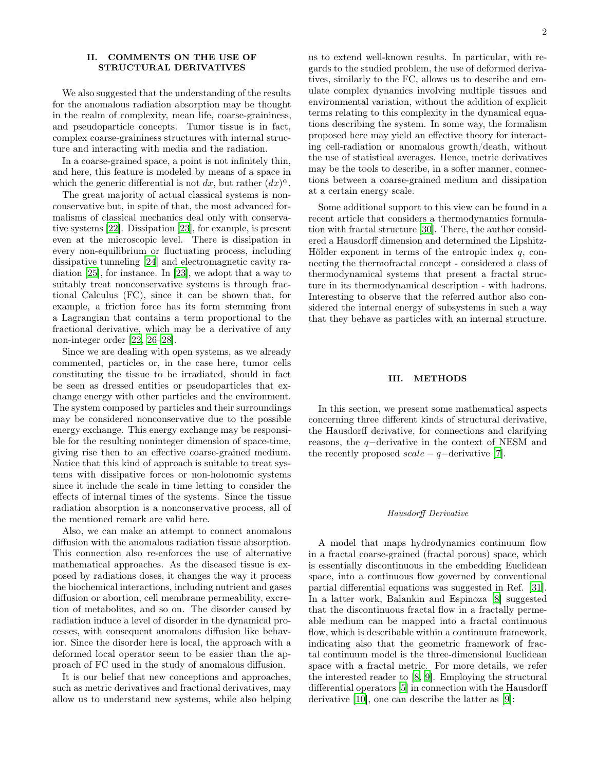## II. COMMENTS ON THE USE OF STRUCTURAL DERIVATIVES

We also suggested that the understanding of the results for the anomalous radiation absorption may be thought in the realm of complexity, mean life, coarse-graininess, and pseudoparticle concepts. Tumor tissue is in fact, complex coarse-graininess structures with internal structure and interacting with media and the radiation.

In a coarse-grained space, a point is not infinitely thin, and here, this feature is modeled by means of a space in which the generic differential is not $dx$, but rather $(dx)^\alpha$.

The great majority of actual classical systems is nonconservative but, in spite of that, the most advanced formalisms of classical mechanics deal only with conservative systems [22]. Dissipation [23], for example, is present even at the microscopic level. There is dissipation in every non-equilibrium or fluctuating process, including dissipative tunneling [24] and electromagnetic cavity radiation [25], for instance. In [23], we adopt that a way to suitably treat nonconservative systems is through fractional Calculus (FC), since it can be shown that, for example, a friction force has its form stemming from a Lagrangian that contains a term proportional to the fractional derivative, which may be a derivative of any non-integer order [22, 26–28].

Since we are dealing with open systems, as we already commented, particles or, in the case here, tumor cells constituting the tissue to be irradiated, should in fact be seen as dressed entities or pseudoparticles that exchange energy with other particles and the environment. The system composed by particles and their surroundings may be considered nonconservative due to the possible energy exchange. This energy exchange may be responsible for the resulting noninteger dimension of space-time, giving rise then to an effective coarse-grained medium. Notice that this kind of approach is suitable to treat systems with dissipative forces or non-holonomic systems since it include the scale in time letting to consider the effects of internal times of the systems. Since the tissue radiation absorption is a nonconservative process, all of the mentioned remark are valid here.

Also, we can make an attempt to connect anomalous diffusion with the anomalous radiation tissue absorption. This connection also re-enforces the use of alternative mathematical approaches. As the diseased tissue is exposed by radiations doses, it changes the way it process the biochemical interactions, including nutrient and gases diffusion or abortion, cell membrane permeability, excretion of metabolites, and so on. The disorder caused by radiation induce a level of disorder in the dynamical processes, with consequent anomalous diffusion like behavior. Since the disorder here is local, the approach with a deformed local operator seem to be easier than the approach of FC used in the study of anomalous diffusion.

It is our belief that new conceptions and approaches, such as metric derivatives and fractional derivatives, may allow us to understand new systems, while also helping us to extend well-known results. In particular, with regards to the studied problem, the use of deformed derivatives, similarly to the FC, allows us to describe and emulate complex dynamics involving multiple tissues and environmental variation, without the addition of explicit terms relating to this complexity in the dynamical equations describing the system. In some way, the formalism proposed here may yield an effective theory for interacting cell-radiation or anomalous growth/death, without the use of statistical averages. Hence, metric derivatives may be the tools to describe, in a softer manner, connections between a coarse-grained medium and dissipation at a certain energy scale.

Some additional support to this view can be found in a recent article that considers a thermodynamics formulation with fractal structure [30]. There, the author considered a Hausdorff dimension and determined the Lipshitz-Hölder exponent in terms of the entropic index $q$, connecting the thermofractal concept - considered a class of thermodynamical systems that present a fractal structure in its thermodynamical description - with hadrons. Interesting to observe that the referred author also considered the internal energy of subsystems in such a way that they behave as particles with an internal structure.

## III. METHODS

In this section, we present some mathematical aspects concerning three different kinds of structural derivative, the Hausdorff derivative, for connections and clarifying reasons, the $q-$derivative in the context of NESM and the recently proposed $scale-q-$derivative [7].

### *Hausdorff Derivative*

A model that maps hydrodynamics continuum flow in a fractal coarse-grained (fractal porous) space, which is essentially discontinuous in the embedding Euclidean space, into a continuous flow governed by conventional partial differential equations was suggested in Ref. [31]. In a latter work, Balankin and Espinoza [8] suggested that the discontinuous fractal flow in a fractally permeable medium can be mapped into a fractal continuous flow, which is describable within a continuum framework, indicating also that the geometric framework of fractal continuum model is the three-dimensional Euclidean space with a fractal metric. For more details, we refer the interested reader to [8, 9]. Employing the structural differential operators [5] in connection with the Hausdorff derivative [10], one can describe the latter as [9]: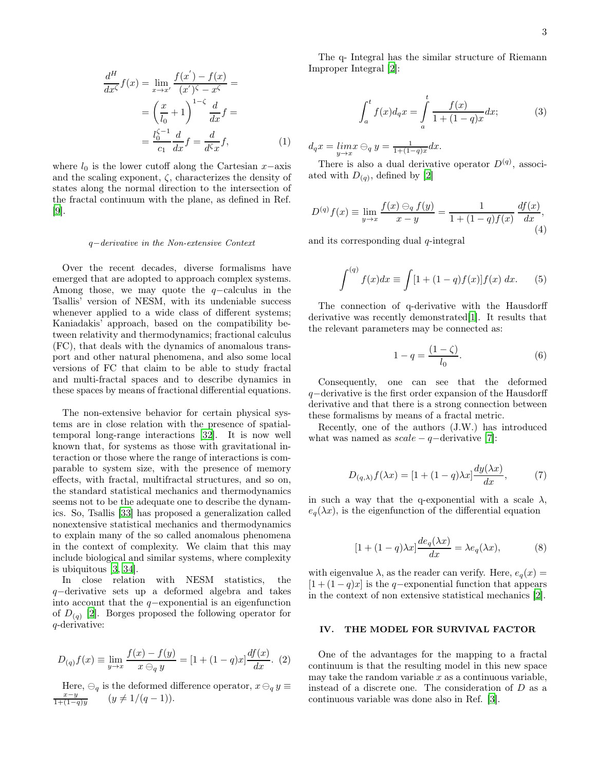$$\frac{d^H}{dx^\zeta} f(x) = \lim_{x \to x'} \frac{f(x') - f(x)}{(x')^\zeta - x^\zeta} =$$
$$= \left(\frac{x}{l_0} + 1\right)^{1-\zeta} \frac{d}{dx} f =$$
$$= \frac{l_0^{\zeta-1}}{c_1} \frac{d}{dx} f = \frac{d}{d^\zeta x} f, \quad (1)$$

where $l_0$ is the lower cutoff along the Cartesian $x-$axis and the scaling exponent, $\zeta$, characterizes the density of states along the normal direction to the intersection of the fractal continuum with the plane, as defined in Ref. [9].

*q−derivative in the Non-extensive Context*

Over the recent decades, diverse formalisms have emerged that are adopted to approach complex systems. Among those, we may quote the $q-$calculus in the Tsallis' version of NESM, with its undeniable success whenever applied to a wide class of different systems; Kaniadakis' approach, based on the compatibility between relativity and thermodynamics; fractional calculus (FC), that deals with the dynamics of anomalous transport and other natural phenomena, and also some local versions of FC that claim to be able to study fractal and multi-fractal spaces and to describe dynamics in these spaces by means of fractional differential equations.

The non-extensive behavior for certain physical systems are in close relation with the presence of spatial-temporal long-range interactions [32]. It is now well known that, for systems as those with gravitational interaction or those where the range of interactions is comparable to system size, with the presence of memory effects, with fractal, multifractal structures, and so on, the standard statistical mechanics and thermodynamics seems not to be the adequate one to describe the dynamics. So, Tsallis [33] has proposed a generalization called nonextensive statistical mechanics and thermodynamics to explain many of the so called anomalous phenomena in the context of complexity. We claim that this may include biological and similar systems, where complexity is ubiquitous [3, 34].

In close relation with NESM statistics, the $q-$derivative sets up a deformed algebra and takes into account that the $q-$exponential is an eigenfunction of $D_{(q)}$ [2]. Borges proposed the following operator for $q$-derivative:

$$D_{(q)} f(x) \equiv \lim_{y \to x} \frac{f(x) - f(y)}{x \ominus_q y} = [1 + (1-q)x] \frac{df(x)}{dx}. \quad (2)$$

Here, $\ominus_q$ is the deformed difference operator, $x \ominus_q y \equiv \frac{x-y}{1+(1-q)y} \qquad (y \neq 1/(q-1))$.

The q- Integral has the similar structure of Riemann Improper Integral [2]:

$$\int_a^t f(x) d_q x = \int_a^t \frac{f(x)}{1 + (1-q)x} dx; \quad (3)$$

$d_q x = \lim_{y \to x} x \ominus_q y = \frac{1}{1+(1-q)x} dx$.

There is also a dual derivative operator $D^{(q)}$, associated with $D_{(q)}$, defined by [2]

$$D^{(q)} f(x) \equiv \lim_{y \to x} \frac{f(x) \ominus_q f(y)}{x - y} = \frac{1}{1 + (1-q)f(x)} \frac{df(x)}{dx}, \quad (4)$$

and its corresponding dual $q$-integral

$$\int^{(q)} f(x) dx \equiv \int [1 + (1-q)f(x)] f(x) \, dx. \quad (5)$$

The connection of q-derivative with the Hausdorff derivative was recently demonstrated[1]. It results that the relevant parameters may be connected as:

$$1 - q = \frac{(1-\zeta)}{l_0}. \quad (6)$$

Consequently, one can see that the deformed $q-$derivative is the first order expansion of the Hausdorff derivative and that there is a strong connection between these formalisms by means of a fractal metric.

Recently, one of the authors (J.W.) has introduced what was named as $scale-q-$derivative [7]:

$$D_{(q,\lambda)} f(\lambda x) = [1 + (1-q)\lambda x] \frac{dy(\lambda x)}{dx}, \quad (7)$$

in such a way that the q-exponential with a scale $\lambda$, $e_q(\lambda x)$, is the eigenfunction of the differential equation

$$[1 + (1-q)\lambda x] \frac{de_q(\lambda x)}{dx} = \lambda e_q(\lambda x), \quad (8)$$

with eigenvalue $\lambda$, as the reader can verify. Here, $e_q(x) = [1 + (1-q)x]$ is the $q-$exponential function that appears in the context of non extensive statistical mechanics [2].

## IV. THE MODEL FOR SURVIVAL FACTOR

One of the advantages for the mapping to a fractal continuum is that the resulting model in this new space may take the random variable $x$ as a continuous variable, instead of a discrete one. The consideration of $D$ as a continuous variable was done also in Ref. [3].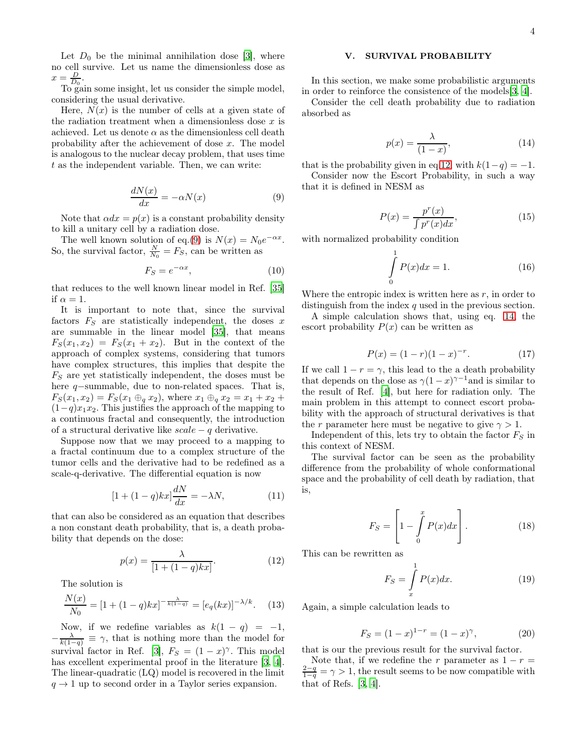Let $D_0$ be the minimal annihilation dose [3], where no cell survive. Let us name the dimensionless dose as $x = \frac{D}{D_0}$.

To gain some insight, let us consider the simple model, considering the usual derivative.

Here, $N(x)$ is the number of cells at a given state of the radiation treatment when a dimensionless dose $x$ is achieved. Let us denote $\alpha$ as the dimensionless cell death probability after the achievement of dose $x$. The model is analogous to the nuclear decay problem, that uses time $t$ as the independent variable. Then, we can write:

$$\frac{dN(x)}{dx} = -\alpha N(x) \tag{9}$$

Note that $\alpha dx = p(x)$ is a constant probability density to kill a unitary cell by a radiation dose.

The well known solution of eq.(9) is $N(x) = N_0 e^{-\alpha x}$. So, the survival factor, $\frac{N}{N_0} = F_S$, can be written as

$$F_S = e^{-\alpha x}, \tag{10}$$

that reduces to the well known linear model in Ref. [35] if $\alpha = 1$.

It is important to note that, since the survival factors $F_S$ are statistically independent, the doses $x$ are summable in the linear model [35], that means $F_S(x_1, x_2) = F_S(x_1 + x_2)$. But in the context of the approach of complex systems, considering that tumors have complex structures, this implies that despite the $F_S$ are yet statistically independent, the doses must be here $q-$summable, due to non-related spaces. That is, $F_S(x_1, x_2) = F_S(x_1 \oplus_q x_2)$, where $x_1 \oplus_q x_2 = x_1 + x_2 + (1-q)x_1 x_2$. This justifies the approach of the mapping to a continuous fractal and consequently, the introduction of a structural derivative like $scale-q$ derivative.

Suppose now that we may proceed to a mapping to a fractal continuum due to a complex structure of the tumor cells and the derivative had to be redefined as a scale-q-derivative. The differential equation is now

$$[1 + (1-q)kx]\frac{dN}{dx} = -\lambda N, \tag{11}$$

that can also be considered as an equation that describes a non constant death probability, that is, a death probability that depends on the dose:

$$p(x) = \frac{\lambda}{[1 + (1-q)kx]}. \tag{12}$$

The solution is

$$\frac{N(x)}{N_0} = [1 + (1-q)kx]^{-\frac{\lambda}{k(1-q)}} = [e_q(kx)]^{-\lambda/k}. \tag{13}$$

Now, if we redefine variables as $k(1-q) = -1$, $-\frac{\lambda}{k(1-q)} \equiv \gamma$, that is nothing more than the model for survival factor in Ref. [3], $F_S = (1-x)^{\gamma}$. This model has excellent experimental proof in the literature [3, 4]. The linear-quadratic (LQ) model is recovered in the limit $q \to 1$ up to second order in a Taylor series expansion.

## V. SURVIVAL PROBABILITY

In this section, we make some probabilistic arguments in order to reinforce the consistence of the models[3, 4].

Consider the cell death probability due to radiation absorbed as

$$p(x) = \frac{\lambda}{(1-x)}, \tag{14}$$

that is the probability given in eq.12, with $k(1-q) = -1$.

Consider now the Escort Probability, in such a way that it is defined in NESM as

$$P(x) = \frac{p^r(x)}{\int p^r(x)dx}, \tag{15}$$

with normalized probability condition

$$\int_0^1 P(x)dx = 1. \tag{16}$$

Where the entropic index is written here as $r$, in order to distinguish from the index $q$ used in the previous section.

A simple calculation shows that, using eq. 14, the escort probability $P(x)$ can be written as

$$P(x) = (1-r)(1-x)^{-r}. \tag{17}$$

If we call $1 - r = \gamma$, this lead to the a death probability that depends on the dose as $\gamma(1-x)^{\gamma-1}$and is similar to the result of Ref. [4], but here for radiation only. The main problem in this attempt to connect escort probability with the approach of structural derivatives is that the $r$ parameter here must be negative to give $\gamma > 1$.

Independent of this, lets try to obtain the factor $F_S$ in this context of NESM.

The survival factor can be seen as the probability difference from the probability of whole conformational space and the probability of cell death by radiation, that is,

$$F_S = \left[1 - \int_0^x P(x)dx\right]. \tag{18}$$

This can be rewritten as

$$F_S = \int_x^1 P(x)dx. \tag{19}$$

Again, a simple calculation leads to

$$F_S = (1-x)^{1-r} = (1-x)^{\gamma}, \tag{20}$$

that is our the previous result for the survival factor.

Note that, if we redefine the $r$ parameter as $1 - r = \frac{2-q}{1-q} = \gamma > 1$, the result seems to be now compatible with that of Refs. [3, 4].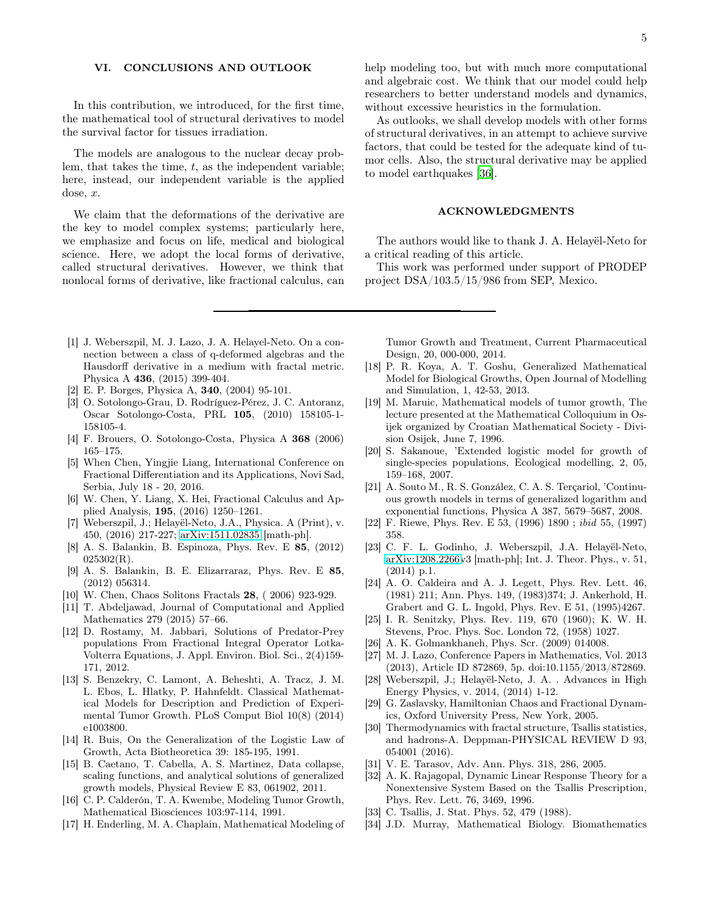## VI. CONCLUSIONS AND OUTLOOK

In this contribution, we introduced, for the first time, the mathematical tool of structural derivatives to model the survival factor for tissues irradiation.

The models are analogous to the nuclear decay problem, that takes the time, $t$, as the independent variable; here, instead, our independent variable is the applied dose, $x$.

We claim that the deformations of the derivative are the key to model complex systems; particularly here, we emphasize and focus on life, medical and biological science. Here, we adopt the local forms of derivative, called structural derivatives. However, we think that nonlocal forms of derivative, like fractional calculus, can help modeling too, but with much more computational and algebraic cost. We think that our model could help researchers to better understand models and dynamics, without excessive heuristics in the formulation.

As outlooks, we shall develop models with other forms of structural derivatives, in an attempt to achieve survive factors, that could be tested for the adequate kind of tumor cells. Also, the structural derivative may be applied to model earthquakes [36].

## ACKNOWLEDGMENTS

The authors would like to thank J. A. Helayël-Neto for a critical reading of this article.

This work was performed under support of PRODEP project DSA/103.5/15/986 from SEP, Mexico.

---

[1] J. Weberszpil, M. J. Lazo, J. A. Helayel-Neto. On a connection between a class of q-deformed algebras and the Hausdorff derivative in a medium with fractal metric. Physica A **436**, (2015) 399-404.

[2] E. P. Borges, Physica A, **340**, (2004) 95-101.

[3] O. Sotolongo-Grau, D. Rodríguez-Pérez, J. C. Antoranz, Oscar Sotolongo-Costa, PRL **105**, (2010) 158105-1-158105-4.

[4] F. Brouers, O. Sotolongo-Costa, Physica A **368** (2006) 165–175.

[5] When Chen, Yingjie Liang, International Conference on Fractional Differentiation and its Applications, Novi Sad, Serbia, July 18 - 20, 2016.

[6] W. Chen, Y. Liang, X. Hei, Fractional Calculus and Applied Analysis, **195**, (2016) 1250–1261.

[7] Weberszpil, J.; Helayël-Neto, J.A., Physica. A (Print), v. 450, (2016) 217-227; arXiv:1511.02835 [math-ph].

[8] A. S. Balankin, B. Espinoza, Phys. Rev. E **85**, (2012) 025302(R).

[9] A. S. Balankin, B. E. Elizarraraz, Phys. Rev. E **85**, (2012) 056314.

[10] W. Chen, Chaos Solitons Fractals **28**, ( 2006) 923-929.

[11] T. Abdeljawad, Journal of Computational and Applied Mathematics 279 (2015) 57–66.

[12] D. Rostamy, M. Jabbari, Solutions of Predator-Prey populations From Fractional Integral Operator Lotka-Volterra Equations, J. Appl. Environ. Biol. Sci., 2(4)159-171, 2012.

[13] S. Benzekry, C. Lamont, A. Beheshti, A. Tracz, J. M. L. Ebos, L. Hlatky, P. Hahnfeldt. Classical Mathematical Models for Description and Prediction of Experimental Tumor Growth. PLoS Comput Biol 10(8) (2014) e1003800.

[14] R. Buis, On the Generalization of the Logistic Law of Growth, Acta Biotheoretica 39: 185-195, 1991.

[15] B. Caetano, T. Cabella, A. S. Martinez, Data collapse, scaling functions, and analytical solutions of generalized growth models, Physical Review E 83, 061902, 2011.

[16] C. P. Calderón, T. A. Kwembe, Modeling Tumor Growth, Mathematical Biosciences 103:97-114, 1991.

[17] H. Enderling, M. A. Chaplain, Mathematical Modeling of Tumor Growth and Treatment, Current Pharmaceutical Design, 20, 000-000, 2014.

[18] P. R. Koya, A. T. Goshu, Generalized Mathematical Model for Biological Growths, Open Journal of Modelling and Simulation, 1, 42-53, 2013.

[19] M. Maruic, Mathematical models of tumor growth, The lecture presented at the Mathematical Colloquium in Osijek organized by Croatian Mathematical Society - Division Osijek, June 7, 1996.

[20] S. Sakanoue, 'Extended logistic model for growth of single-species populations, Ecological modelling, 2, 05, 159–168, 2007.

[21] A. Souto M., R. S. González, C. A. S. Terçariol, 'Continuous growth models in terms of generalized logarithm and exponential functions, Physica A 387, 5679–5687, 2008.

[22] F. Riewe, Phys. Rev. E 53, (1996) 1890 ; *ibid* 55, (1997) 358.

[23] C. F. L. Godinho, J. Weberszpil, J.A. Helayël-Neto, arXiv:1208.2266v3 [math-ph]; Int. J. Theor. Phys., v. 51, (2014) p.1.

[24] A. O. Caldeira and A. J. Legett, Phys. Rev. Lett. 46, (1981) 211; Ann. Phys. 149, (1983)374; J. Ankerhold, H. Grabert and G. L. Ingold, Phys. Rev. E 51, (1995)4267.

[25] I. R. Senitzky, Phys. Rev. 119, 670 (1960); K. W. H. Stevens, Proc. Phys. Soc. London 72, (1958) 1027.

[26] A. K. Golmankhaneh, Phys. Scr. (2009) 014008.

[27] M. J. Lazo, Conference Papers in Mathematics, Vol. 2013 (2013), Article ID 872869, 5p. doi:10.1155/2013/872869.

[28] Weberszpil, J.; Helayël-Neto, J. A. . Advances in High Energy Physics, v. 2014, (2014) 1-12.

[29] G. Zaslavsky, Hamiltonian Chaos and Fractional Dynamics, Oxford University Press, New York, 2005.

[30] Thermodynamics with fractal structure, Tsallis statistics, and hadrons-A. Deppman-PHYSICAL REVIEW D 93, 054001 (2016).

[31] V. E. Tarasov, Adv. Ann. Phys. 318, 286, 2005.

[32] A. K. Rajagopal, Dynamic Linear Response Theory for a Nonextensive System Based on the Tsallis Prescription, Phys. Rev. Lett. 76, 3469, 1996.

[33] C. Tsallis, J. Stat. Phys. 52, 479 (1988).

[34] J.D. Murray, Mathematical Biology. Biomathematics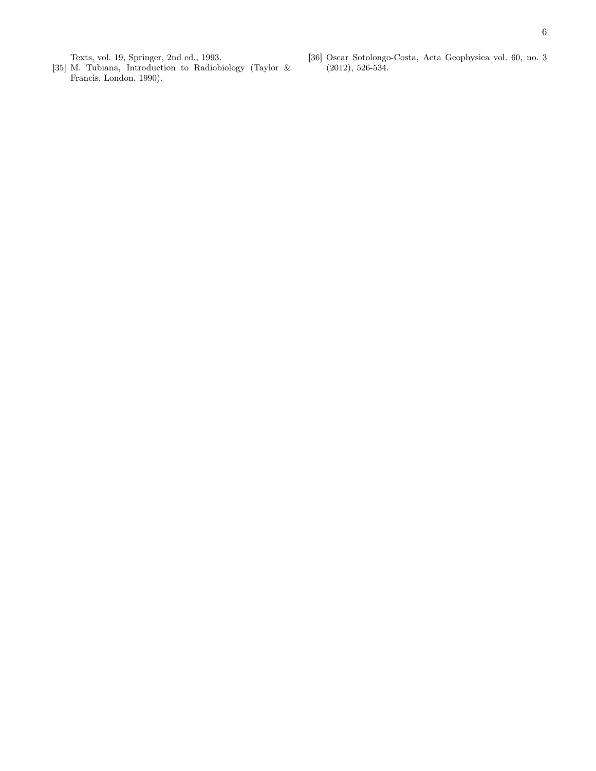Texts, vol. 19, Springer, 2nd ed., 1993.

[35] M. Tubiana, Introduction to Radiobiology (Taylor & Francis, London, 1990).

[36] Oscar Sotolongo-Costa, Acta Geophysica vol. 60, no. 3 (2012), 526-534.